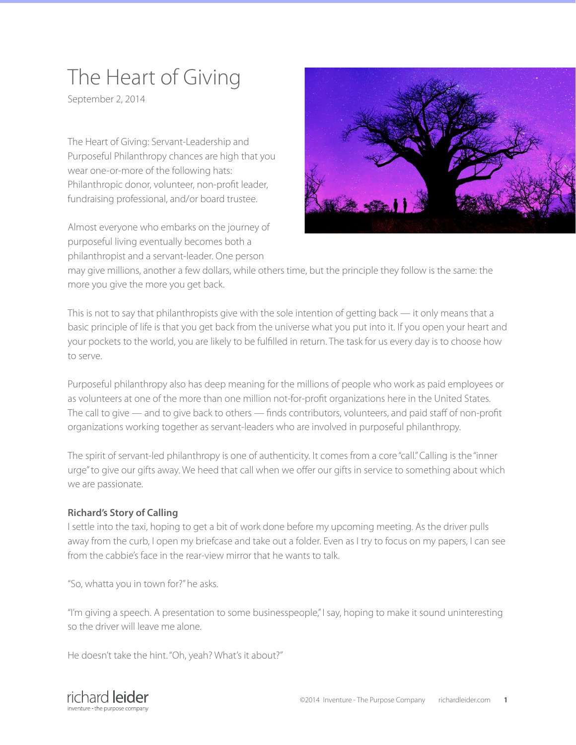# The Heart of Giving

September 2, 2014

The Heart of Giving: Servant-Leadership and Purposeful Philanthropy chances are high that you wear one-or-more of the following hats: Philanthropic donor, volunteer, non-profit leader, fundraising professional, and/or board trustee.

Almost everyone who embarks on the journey of purposeful living eventually becomes both a philanthropist and a servant-leader. One person may give millions, another a few dollars, while others time, but the principle they follow is the same: the more you give the more you get back.

This is not to say that philanthropists give with the sole intention of getting back — it only means that a basic principle of life is that you get back from the universe what you put into it. If you open your heart and your pockets to the world, you are likely to be fulfilled in return. The task for us every day is to choose how to serve.

Purposeful philanthropy also has deep meaning for the millions of people who work as paid employees or as volunteers at one of the more than one million not-for-profit organizations here in the United States. The call to give — and to give back to others — finds contributors, volunteers, and paid staff of non-profit organizations working together as servant-leaders who are involved in purposeful philanthropy.

The spirit of servant-led philanthropy is one of authenticity. It comes from a core "call." Calling is the "inner urge" to give our gifts away. We heed that call when we offer our gifts in service to something about which we are passionate.

**Richard's Story of Calling**

I settle into the taxi, hoping to get a bit of work done before my upcoming meeting. As the driver pulls away from the curb, I open my briefcase and take out a folder. Even as I try to focus on my papers, I can see from the cabbie's face in the rear-view mirror that he wants to talk.

"So, whatta you in town for?" he asks.

"I'm giving a speech. A presentation to some businesspeople," I say, hoping to make it sound uninteresting so the driver will leave me alone.

He doesn't take the hint. "Oh, yeah? What's it about?"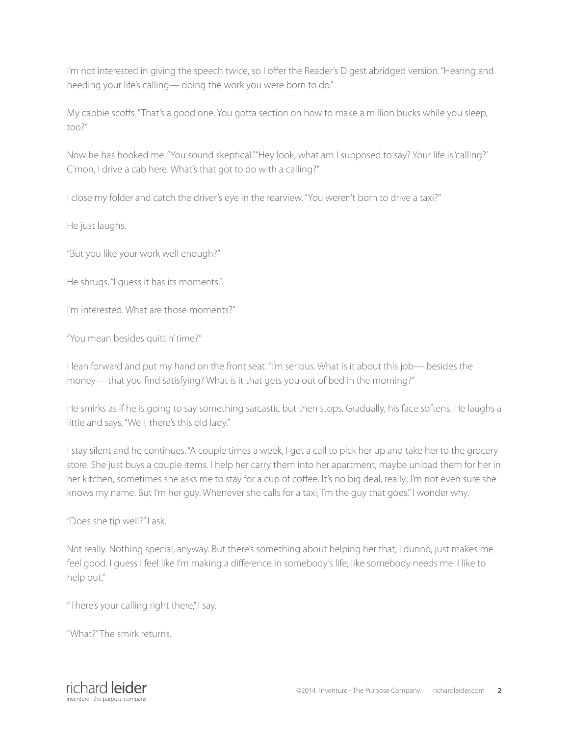I'm not interested in giving the speech twice, so I offer the Reader's Digest abridged version. "Hearing and heeding your life's calling— doing the work you were born to do."

My cabbie scoffs. "That's a good one. You gotta section on how to make a million bucks while you sleep, too?"

Now he has hooked me. "You sound skeptical." "Hey look, what am I supposed to say? Your life is 'calling?' C'mon, I drive a cab here. What's that got to do with a calling?"

I close my folder and catch the driver's eye in the rearview. "You weren't born to drive a taxi?"

He just laughs.

"But you like your work well enough?"

He shrugs. "I guess it has its moments."

I'm interested. What are those moments?"

"You mean besides quittin' time?"

I lean forward and put my hand on the front seat. "I'm serious. What is it about this job— besides the money— that you find satisfying? What is it that gets you out of bed in the morning?"

He smirks as if he is going to say something sarcastic but then stops. Gradually, his face softens. He laughs a little and says, "Well, there's this old lady."

I stay silent and he continues. "A couple times a week, I get a call to pick her up and take her to the grocery store. She just buys a couple items. I help her carry them into her apartment, maybe unload them for her in her kitchen, sometimes she asks me to stay for a cup of coffee. It's no big deal, really; I'm not even sure she knows my name. But I'm her guy. Whenever she calls for a taxi, I'm the guy that goes." I wonder why.

"Does she tip well?" I ask.

Not really. Nothing special, anyway. But there's something about helping her that, I dunno, just makes me feel good. I guess I feel like I'm making a difference in somebody's life, like somebody needs me. I like to help out."

"There's your calling right there," I say.

"What?" The smirk returns.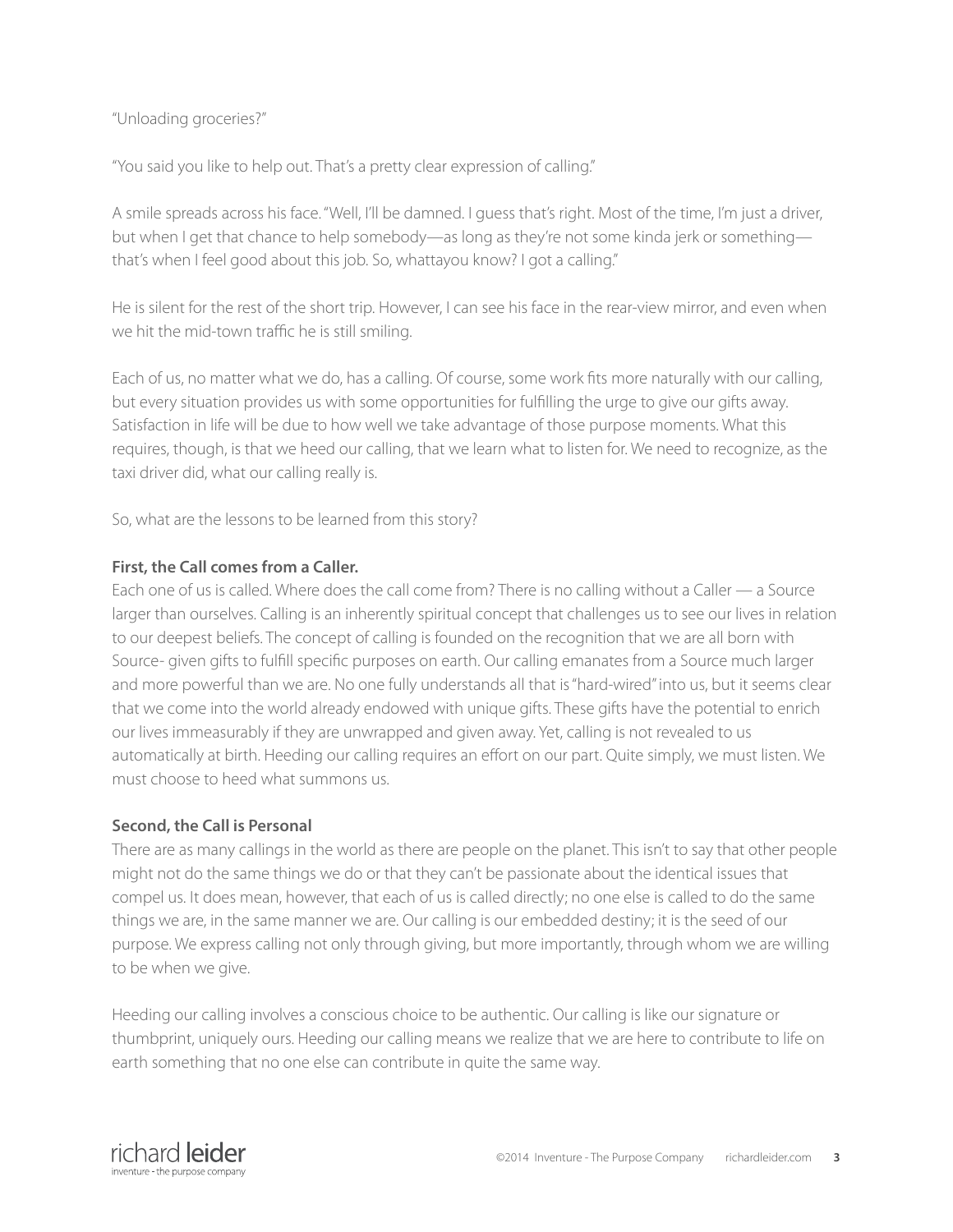"Unloading groceries?"

"You said you like to help out. That's a pretty clear expression of calling."

A smile spreads across his face. "Well, I'll be damned. I guess that's right. Most of the time, I'm just a driver, but when I get that chance to help somebody—as long as they're not some kinda jerk or something—that's when I feel good about this job. So, whattayou know? I got a calling."

He is silent for the rest of the short trip. However, I can see his face in the rear-view mirror, and even when we hit the mid-town traffic he is still smiling.

Each of us, no matter what we do, has a calling. Of course, some work fits more naturally with our calling, but every situation provides us with some opportunities for fulfilling the urge to give our gifts away. Satisfaction in life will be due to how well we take advantage of those purpose moments. What this requires, though, is that we heed our calling, that we learn what to listen for. We need to recognize, as the taxi driver did, what our calling really is.

So, what are the lessons to be learned from this story?

**First, the Call comes from a Caller.**
Each one of us is called. Where does the call come from? There is no calling without a Caller — a Source larger than ourselves. Calling is an inherently spiritual concept that challenges us to see our lives in relation to our deepest beliefs. The concept of calling is founded on the recognition that we are all born with Source- given gifts to fulfill specific purposes on earth. Our calling emanates from a Source much larger and more powerful than we are. No one fully understands all that is "hard-wired" into us, but it seems clear that we come into the world already endowed with unique gifts. These gifts have the potential to enrich our lives immeasurably if they are unwrapped and given away. Yet, calling is not revealed to us automatically at birth. Heeding our calling requires an effort on our part. Quite simply, we must listen. We must choose to heed what summons us.

**Second, the Call is Personal**
There are as many callings in the world as there are people on the planet. This isn't to say that other people might not do the same things we do or that they can't be passionate about the identical issues that compel us. It does mean, however, that each of us is called directly; no one else is called to do the same things we are, in the same manner we are. Our calling is our embedded destiny; it is the seed of our purpose. We express calling not only through giving, but more importantly, through whom we are willing to be when we give.

Heeding our calling involves a conscious choice to be authentic. Our calling is like our signature or thumbprint, uniquely ours. Heeding our calling means we realize that we are here to contribute to life on earth something that no one else can contribute in quite the same way.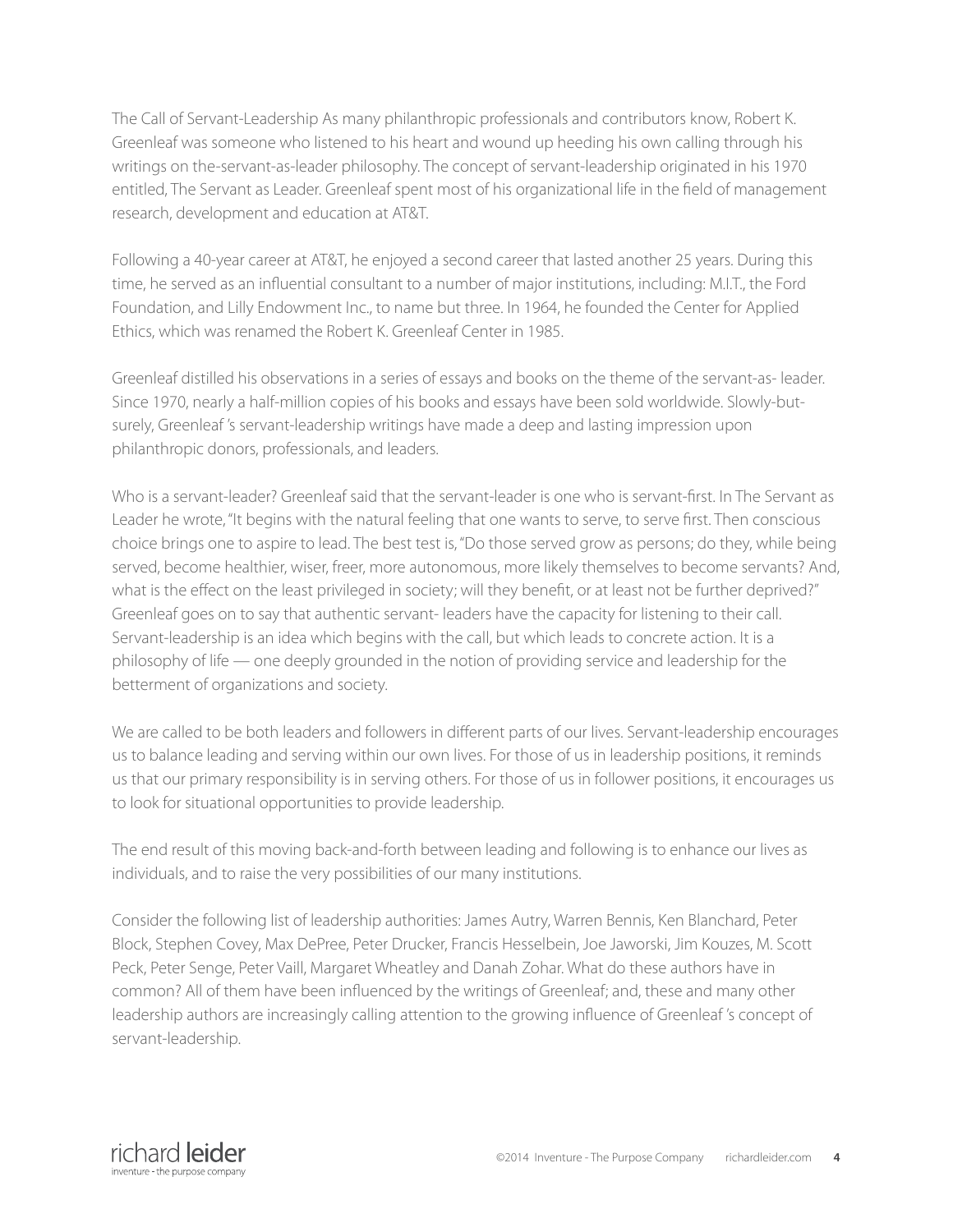The Call of Servant-Leadership As many philanthropic professionals and contributors know, Robert K. Greenleaf was someone who listened to his heart and wound up heeding his own calling through his writings on the-servant-as-leader philosophy. The concept of servant-leadership originated in his 1970 entitled, The Servant as Leader. Greenleaf spent most of his organizational life in the field of management research, development and education at AT&T.

Following a 40-year career at AT&T, he enjoyed a second career that lasted another 25 years. During this time, he served as an influential consultant to a number of major institutions, including: M.I.T., the Ford Foundation, and Lilly Endowment Inc., to name but three. In 1964, he founded the Center for Applied Ethics, which was renamed the Robert K. Greenleaf Center in 1985.

Greenleaf distilled his observations in a series of essays and books on the theme of the servant-as- leader. Since 1970, nearly a half-million copies of his books and essays have been sold worldwide. Slowly-but-surely, Greenleaf 's servant-leadership writings have made a deep and lasting impression upon philanthropic donors, professionals, and leaders.

Who is a servant-leader? Greenleaf said that the servant-leader is one who is servant-first. In The Servant as Leader he wrote, "It begins with the natural feeling that one wants to serve, to serve first. Then conscious choice brings one to aspire to lead. The best test is, "Do those served grow as persons; do they, while being served, become healthier, wiser, freer, more autonomous, more likely themselves to become servants? And, what is the effect on the least privileged in society; will they benefit, or at least not be further deprived?" Greenleaf goes on to say that authentic servant- leaders have the capacity for listening to their call. Servant-leadership is an idea which begins with the call, but which leads to concrete action. It is a philosophy of life — one deeply grounded in the notion of providing service and leadership for the betterment of organizations and society.

We are called to be both leaders and followers in different parts of our lives. Servant-leadership encourages us to balance leading and serving within our own lives. For those of us in leadership positions, it reminds us that our primary responsibility is in serving others. For those of us in follower positions, it encourages us to look for situational opportunities to provide leadership.

The end result of this moving back-and-forth between leading and following is to enhance our lives as individuals, and to raise the very possibilities of our many institutions.

Consider the following list of leadership authorities: James Autry, Warren Bennis, Ken Blanchard, Peter Block, Stephen Covey, Max DePree, Peter Drucker, Francis Hesselbein, Joe Jaworski, Jim Kouzes, M. Scott Peck, Peter Senge, Peter Vaill, Margaret Wheatley and Danah Zohar. What do these authors have in common? All of them have been influenced by the writings of Greenleaf; and, these and many other leadership authors are increasingly calling attention to the growing influence of Greenleaf 's concept of servant-leadership.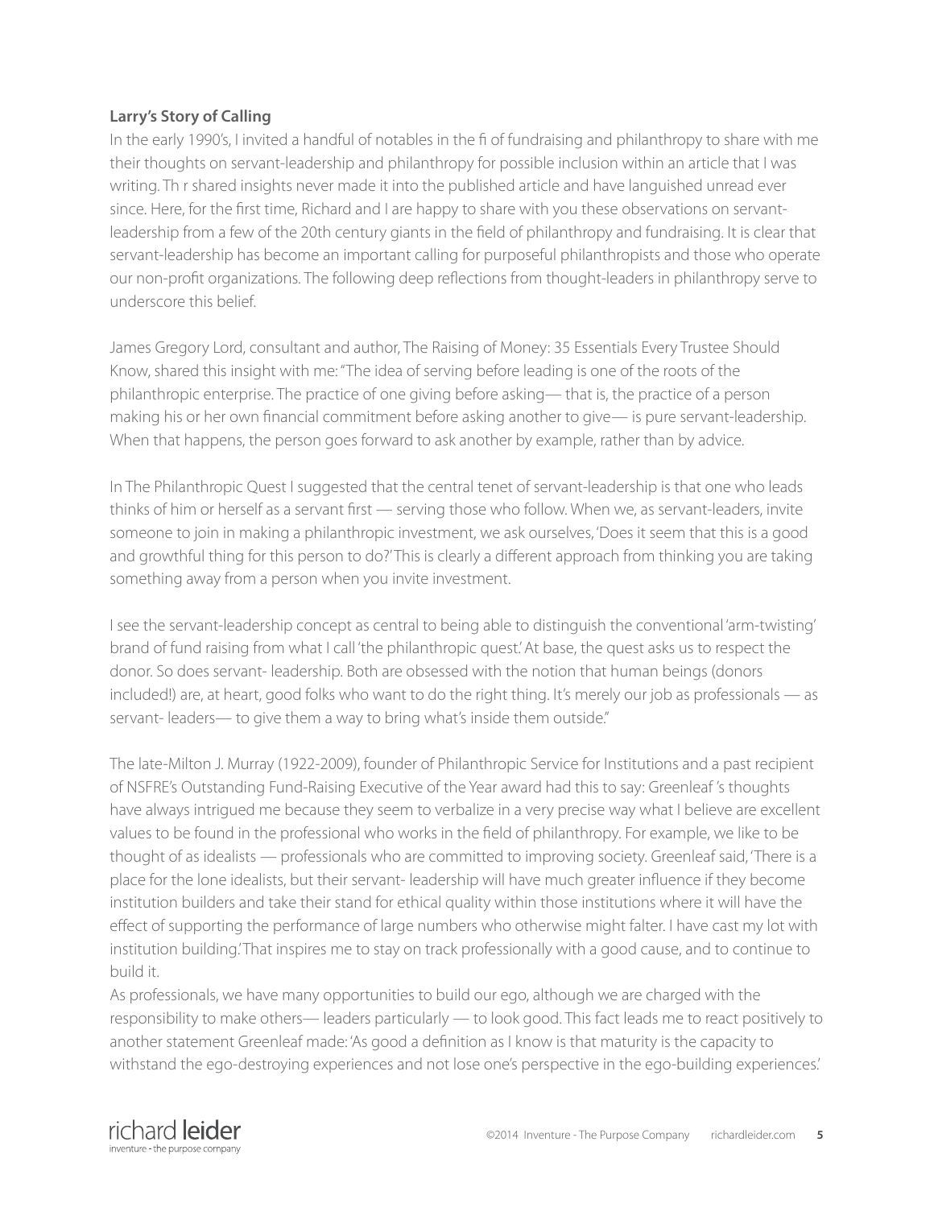**Larry's Story of Calling**

In the early 1990's, I invited a handful of notables in the fi of fundraising and philanthropy to share with me their thoughts on servant-leadership and philanthropy for possible inclusion within an article that I was writing. Th r shared insights never made it into the published article and have languished unread ever since. Here, for the first time, Richard and I are happy to share with you these observations on servant-leadership from a few of the 20th century giants in the field of philanthropy and fundraising. It is clear that servant-leadership has become an important calling for purposeful philanthropists and those who operate our non-profit organizations. The following deep reflections from thought-leaders in philanthropy serve to underscore this belief.

James Gregory Lord, consultant and author, The Raising of Money: 35 Essentials Every Trustee Should Know, shared this insight with me: "The idea of serving before leading is one of the roots of the philanthropic enterprise. The practice of one giving before asking— that is, the practice of a person making his or her own financial commitment before asking another to give— is pure servant-leadership. When that happens, the person goes forward to ask another by example, rather than by advice.

In The Philanthropic Quest I suggested that the central tenet of servant-leadership is that one who leads thinks of him or herself as a servant first — serving those who follow. When we, as servant-leaders, invite someone to join in making a philanthropic investment, we ask ourselves, 'Does it seem that this is a good and growthful thing for this person to do?' This is clearly a different approach from thinking you are taking something away from a person when you invite investment.

I see the servant-leadership concept as central to being able to distinguish the conventional 'arm-twisting' brand of fund raising from what I call 'the philanthropic quest.' At base, the quest asks us to respect the donor. So does servant- leadership. Both are obsessed with the notion that human beings (donors included!) are, at heart, good folks who want to do the right thing. It's merely our job as professionals — as servant- leaders— to give them a way to bring what's inside them outside."

The late-Milton J. Murray (1922-2009), founder of Philanthropic Service for Institutions and a past recipient of NSFRE's Outstanding Fund-Raising Executive of the Year award had this to say: Greenleaf 's thoughts have always intrigued me because they seem to verbalize in a very precise way what I believe are excellent values to be found in the professional who works in the field of philanthropy. For example, we like to be thought of as idealists — professionals who are committed to improving society. Greenleaf said, 'There is a place for the lone idealists, but their servant- leadership will have much greater influence if they become institution builders and take their stand for ethical quality within those institutions where it will have the effect of supporting the performance of large numbers who otherwise might falter. I have cast my lot with institution building.' That inspires me to stay on track professionally with a good cause, and to continue to build it.

As professionals, we have many opportunities to build our ego, although we are charged with the responsibility to make others— leaders particularly — to look good. This fact leads me to react positively to another statement Greenleaf made: 'As good a definition as I know is that maturity is the capacity to withstand the ego-destroying experiences and not lose one's perspective in the ego-building experiences.'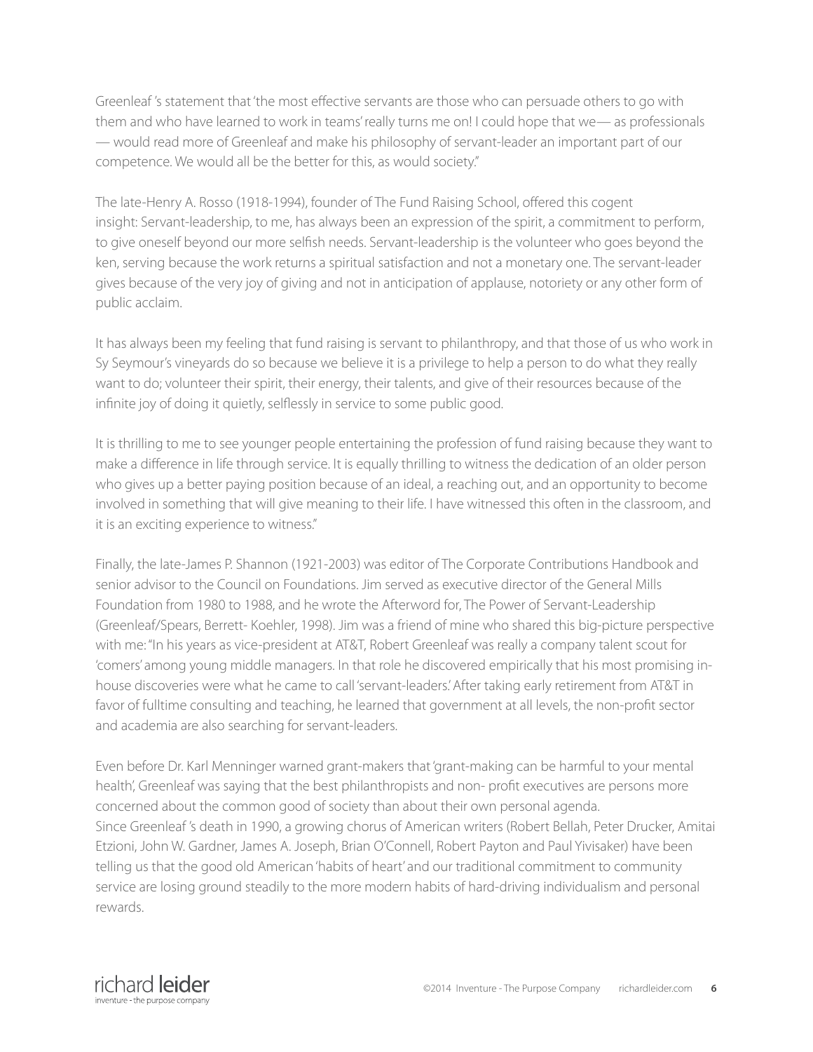Greenleaf 's statement that 'the most effective servants are those who can persuade others to go with them and who have learned to work in teams' really turns me on! I could hope that we— as professionals — would read more of Greenleaf and make his philosophy of servant-leader an important part of our competence. We would all be the better for this, as would society."

The late-Henry A. Rosso (1918-1994), founder of The Fund Raising School, offered this cogent insight: Servant-leadership, to me, has always been an expression of the spirit, a commitment to perform, to give oneself beyond our more selfish needs. Servant-leadership is the volunteer who goes beyond the ken, serving because the work returns a spiritual satisfaction and not a monetary one. The servant-leader gives because of the very joy of giving and not in anticipation of applause, notoriety or any other form of public acclaim.

It has always been my feeling that fund raising is servant to philanthropy, and that those of us who work in Sy Seymour's vineyards do so because we believe it is a privilege to help a person to do what they really want to do; volunteer their spirit, their energy, their talents, and give of their resources because of the infinite joy of doing it quietly, selflessly in service to some public good.

It is thrilling to me to see younger people entertaining the profession of fund raising because they want to make a difference in life through service. It is equally thrilling to witness the dedication of an older person who gives up a better paying position because of an ideal, a reaching out, and an opportunity to become involved in something that will give meaning to their life. I have witnessed this often in the classroom, and it is an exciting experience to witness."

Finally, the late-James P. Shannon (1921-2003) was editor of The Corporate Contributions Handbook and senior advisor to the Council on Foundations. Jim served as executive director of the General Mills Foundation from 1980 to 1988, and he wrote the Afterword for, The Power of Servant-Leadership (Greenleaf/Spears, Berrett- Koehler, 1998). Jim was a friend of mine who shared this big-picture perspective with me: "In his years as vice-president at AT&T, Robert Greenleaf was really a company talent scout for 'comers' among young middle managers. In that role he discovered empirically that his most promising in-house discoveries were what he came to call 'servant-leaders.' After taking early retirement from AT&T in favor of fulltime consulting and teaching, he learned that government at all levels, the non-profit sector and academia are also searching for servant-leaders.

Even before Dr. Karl Menninger warned grant-makers that 'grant-making can be harmful to your mental health', Greenleaf was saying that the best philanthropists and non- profit executives are persons more concerned about the common good of society than about their own personal agenda.
Since Greenleaf 's death in 1990, a growing chorus of American writers (Robert Bellah, Peter Drucker, Amitai Etzioni, John W. Gardner, James A. Joseph, Brian O'Connell, Robert Payton and Paul Yivisaker) have been telling us that the good old American 'habits of heart' and our traditional commitment to community service are losing ground steadily to the more modern habits of hard-driving individualism and personal rewards.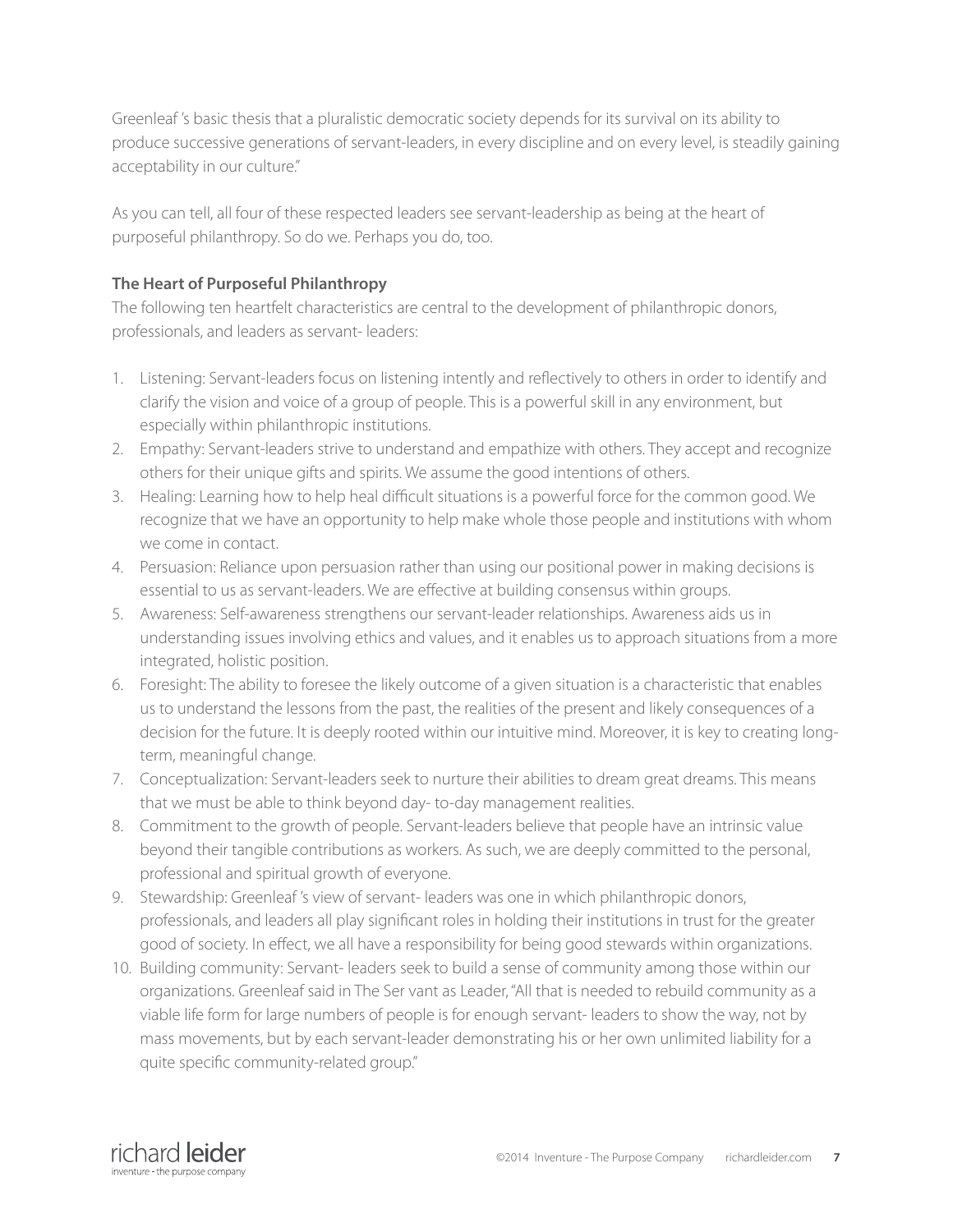Greenleaf 's basic thesis that a pluralistic democratic society depends for its survival on its ability to produce successive generations of servant-leaders, in every discipline and on every level, is steadily gaining acceptability in our culture."

As you can tell, all four of these respected leaders see servant-leadership as being at the heart of purposeful philanthropy. So do we. Perhaps you do, too.

**The Heart of Purposeful Philanthropy**

The following ten heartfelt characteristics are central to the development of philanthropic donors, professionals, and leaders as servant- leaders:

1. Listening: Servant-leaders focus on listening intently and reflectively to others in order to identify and clarify the vision and voice of a group of people. This is a powerful skill in any environment, but especially within philanthropic institutions.
2. Empathy: Servant-leaders strive to understand and empathize with others. They accept and recognize others for their unique gifts and spirits. We assume the good intentions of others.
3. Healing: Learning how to help heal difficult situations is a powerful force for the common good. We recognize that we have an opportunity to help make whole those people and institutions with whom we come in contact.
4. Persuasion: Reliance upon persuasion rather than using our positional power in making decisions is essential to us as servant-leaders. We are effective at building consensus within groups.
5. Awareness: Self-awareness strengthens our servant-leader relationships. Awareness aids us in understanding issues involving ethics and values, and it enables us to approach situations from a more integrated, holistic position.
6. Foresight: The ability to foresee the likely outcome of a given situation is a characteristic that enables us to understand the lessons from the past, the realities of the present and likely consequences of a decision for the future. It is deeply rooted within our intuitive mind. Moreover, it is key to creating long-term, meaningful change.
7. Conceptualization: Servant-leaders seek to nurture their abilities to dream great dreams. This means that we must be able to think beyond day- to-day management realities.
8. Commitment to the growth of people. Servant-leaders believe that people have an intrinsic value beyond their tangible contributions as workers. As such, we are deeply committed to the personal, professional and spiritual growth of everyone.
9. Stewardship: Greenleaf 's view of servant- leaders was one in which philanthropic donors, professionals, and leaders all play significant roles in holding their institutions in trust for the greater good of society. In effect, we all have a responsibility for being good stewards within organizations.
10. Building community: Servant- leaders seek to build a sense of community among those within our organizations. Greenleaf said in The Ser vant as Leader, "All that is needed to rebuild community as a viable life form for large numbers of people is for enough servant- leaders to show the way, not by mass movements, but by each servant-leader demonstrating his or her own unlimited liability for a quite specific community-related group."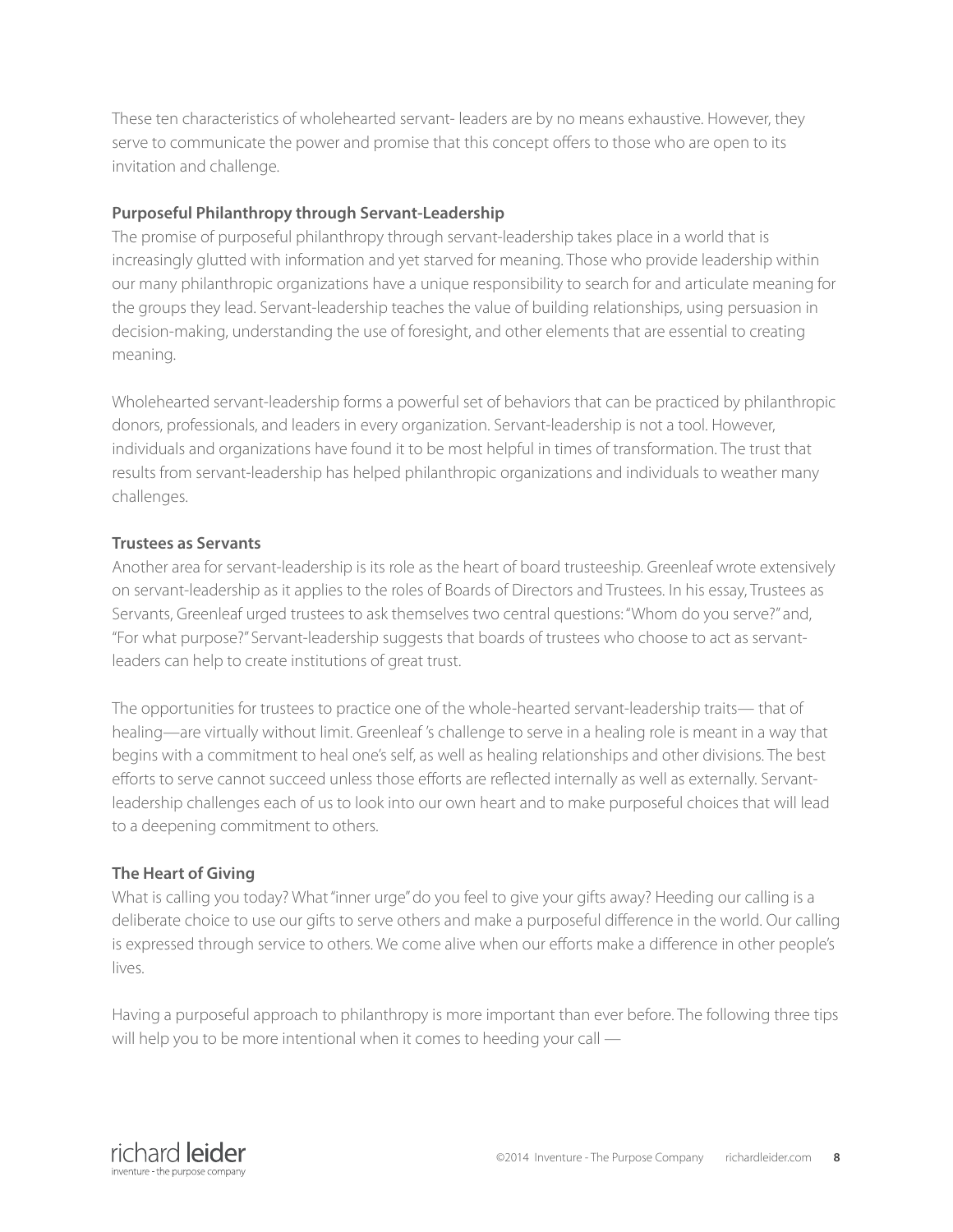These ten characteristics of wholehearted servant- leaders are by no means exhaustive. However, they serve to communicate the power and promise that this concept offers to those who are open to its invitation and challenge.

### Purposeful Philanthropy through Servant-Leadership

The promise of purposeful philanthropy through servant-leadership takes place in a world that is increasingly glutted with information and yet starved for meaning. Those who provide leadership within our many philanthropic organizations have a unique responsibility to search for and articulate meaning for the groups they lead. Servant-leadership teaches the value of building relationships, using persuasion in decision-making, understanding the use of foresight, and other elements that are essential to creating meaning.

Wholehearted servant-leadership forms a powerful set of behaviors that can be practiced by philanthropic donors, professionals, and leaders in every organization. Servant-leadership is not a tool. However, individuals and organizations have found it to be most helpful in times of transformation. The trust that results from servant-leadership has helped philanthropic organizations and individuals to weather many challenges.

### Trustees as Servants

Another area for servant-leadership is its role as the heart of board trusteeship. Greenleaf wrote extensively on servant-leadership as it applies to the roles of Boards of Directors and Trustees. In his essay, Trustees as Servants, Greenleaf urged trustees to ask themselves two central questions: "Whom do you serve?" and, "For what purpose?" Servant-leadership suggests that boards of trustees who choose to act as servant-leaders can help to create institutions of great trust.

The opportunities for trustees to practice one of the whole-hearted servant-leadership traits— that of healing—are virtually without limit. Greenleaf 's challenge to serve in a healing role is meant in a way that begins with a commitment to heal one's self, as well as healing relationships and other divisions. The best efforts to serve cannot succeed unless those efforts are reflected internally as well as externally. Servant-leadership challenges each of us to look into our own heart and to make purposeful choices that will lead to a deepening commitment to others.

### The Heart of Giving

What is calling you today? What "inner urge" do you feel to give your gifts away? Heeding our calling is a deliberate choice to use our gifts to serve others and make a purposeful difference in the world. Our calling is expressed through service to others. We come alive when our efforts make a difference in other people's lives.

Having a purposeful approach to philanthropy is more important than ever before. The following three tips will help you to be more intentional when it comes to heeding your call —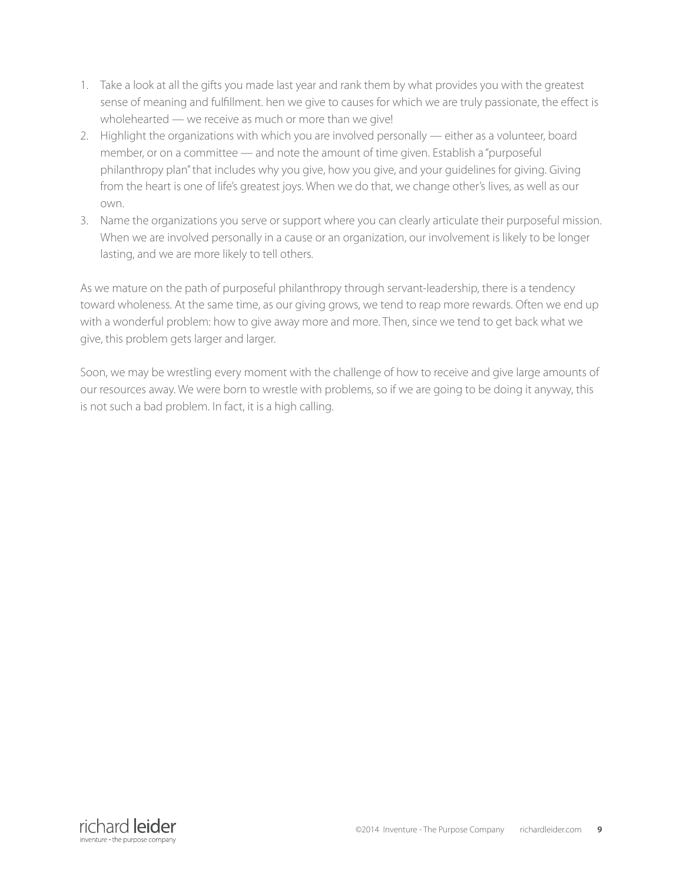1. Take a look at all the gifts you made last year and rank them by what provides you with the greatest sense of meaning and fulfillment. hen we give to causes for which we are truly passionate, the effect is wholehearted — we receive as much or more than we give!
2. Highlight the organizations with which you are involved personally — either as a volunteer, board member, or on a committee — and note the amount of time given. Establish a "purposeful philanthropy plan" that includes why you give, how you give, and your guidelines for giving. Giving from the heart is one of life's greatest joys. When we do that, we change other's lives, as well as our own.
3. Name the organizations you serve or support where you can clearly articulate their purposeful mission. When we are involved personally in a cause or an organization, our involvement is likely to be longer lasting, and we are more likely to tell others.

As we mature on the path of purposeful philanthropy through servant-leadership, there is a tendency toward wholeness. At the same time, as our giving grows, we tend to reap more rewards. Often we end up with a wonderful problem: how to give away more and more. Then, since we tend to get back what we give, this problem gets larger and larger.

Soon, we may be wrestling every moment with the challenge of how to receive and give large amounts of our resources away. We were born to wrestle with problems, so if we are going to be doing it anyway, this is not such a bad problem. In fact, it is a high calling.